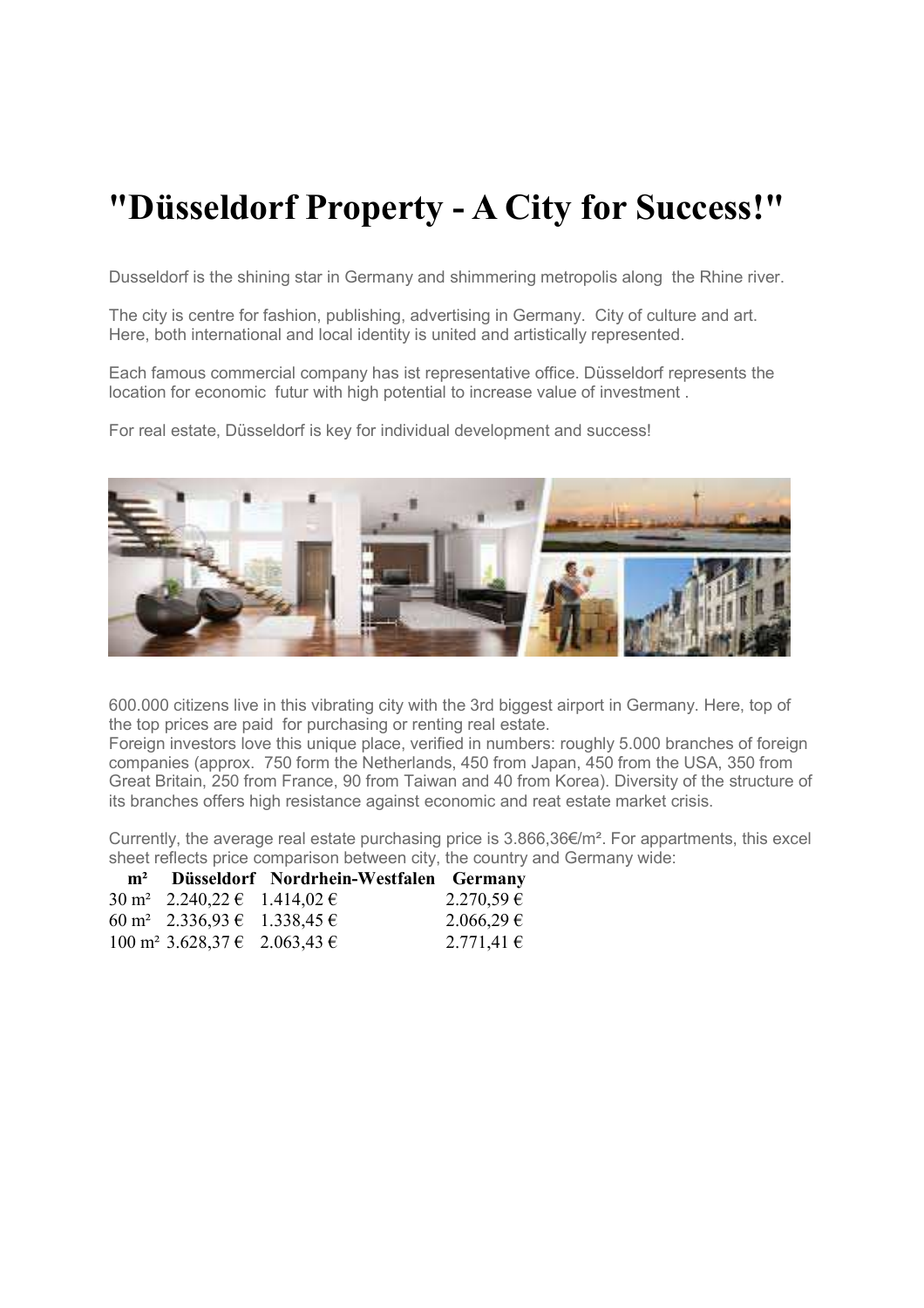# "Düsseldorf Property - A City for Success!"

Dusseldorf is the shining star in Germany and shimmering metropolis along the Rhine river.

The city is centre for fashion, publishing, advertising in Germany. City of culture and art. Here, both international and local identity is united and artistically represented.

Each famous commercial company has ist representative office. Düsseldorf represents the location for economic futur with high potential to increase value of investment .

For real estate, Düsseldorf is key for individual development and success!

600.000 citizens live in this vibrating city with the 3rd biggest airport in Germany. Here, top of the top prices are paid for purchasing or renting real estate.
Foreign investors love this unique place, verified in numbers: roughly 5.000 branches of foreign companies (approx. 750 form the Netherlands, 450 from Japan, 450 from the USA, 350 from Great Britain, 250 from France, 90 from Taiwan and 40 from Korea). Diversity of the structure of its branches offers high resistance against economic and reat estate market crisis.

Currently, the average real estate purchasing price is 3.866,36€/m². For appartments, this excel sheet reflects price comparison between city, the country and Germany wide:

| m² | Düsseldorf | Nordrhein-Westfalen | Germany |
|---|---|---|---|
| 30 m² | 2.240,22 € | 1.414,02 € | 2.270,59 € |
| 60 m² | 2.336,93 € | 1.338,45 € | 2.066,29 € |
| 100 m² | 3.628,37 € | 2.063,43 € | 2.771,41 € |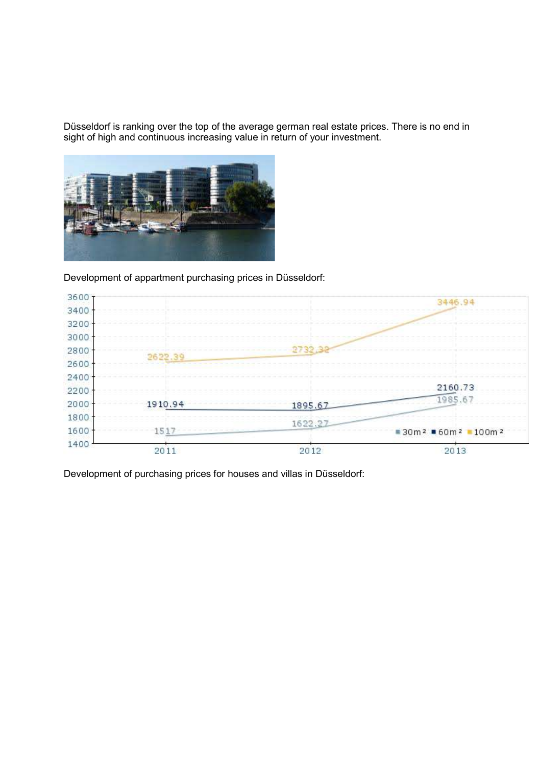Düsseldorf is ranking over the top of the average german real estate prices. There is no end in sight of high and continuous increasing value in return of your investment.

Development of appartment purchasing prices in Düsseldorf:

| | 2011 | 2012 | 2013 |
|---|---|---|---|
| 30m² | 1517 | 1622.27 | 1985.67 |
| 60m² | 1910.94 | 1895.67 | 2160.73 |
| 100m² | 2622.39 | 2732.32 | 3446.94 |

Development of purchasing prices for houses and villas in Düsseldorf: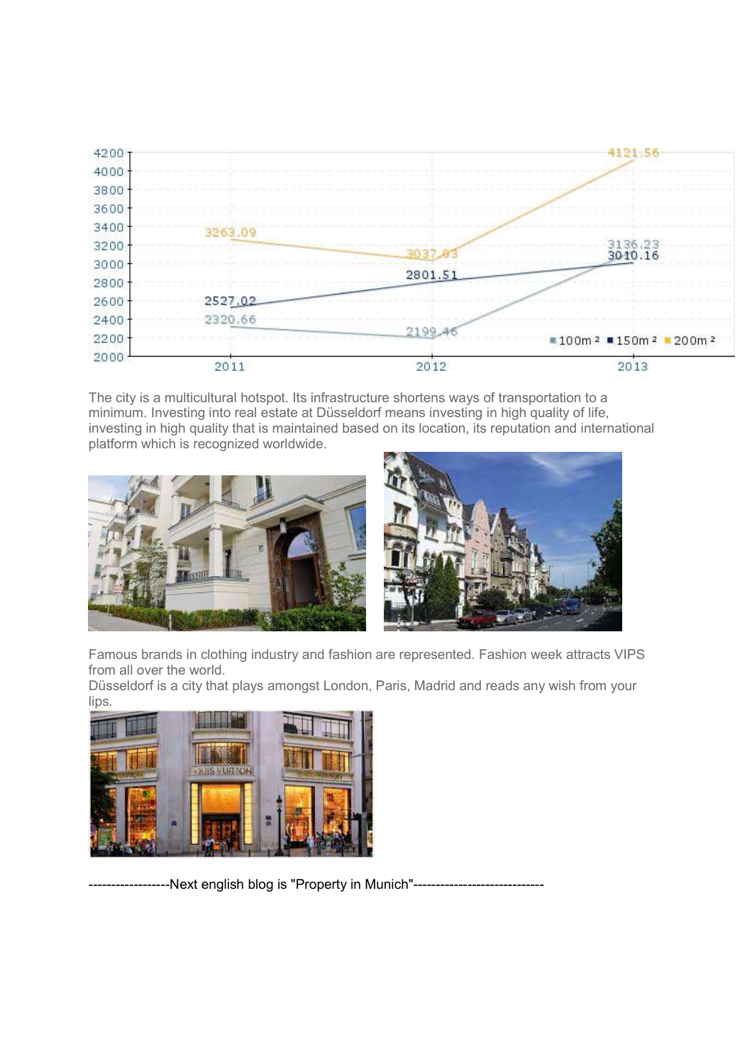4200
4000
3800
3600
3400
3200
3000
2800
2600
2400
2200
2000

2011
2012
2013

3263.09
3037.03
4121.56
2801.51
3136.23
3010.16
2527.02
2320.66
2199.46

100m ² 150m ² 200m ²

The city is a multicultural hotspot. Its infrastructure shortens ways of transportation to a minimum. Investing into real estate at Düsseldorf means investing in high quality of life, investing in high quality that is maintained based on its location, its reputation and international platform which is recognized worldwide.

Famous brands in clothing industry and fashion are represented. Fashion week attracts VIPS from all over the world.
Düsseldorf is a city that plays amongst London, Paris, Madrid and reads any wish from your lips.

-----------------Next english blog is "Property in Munich"----------------------------